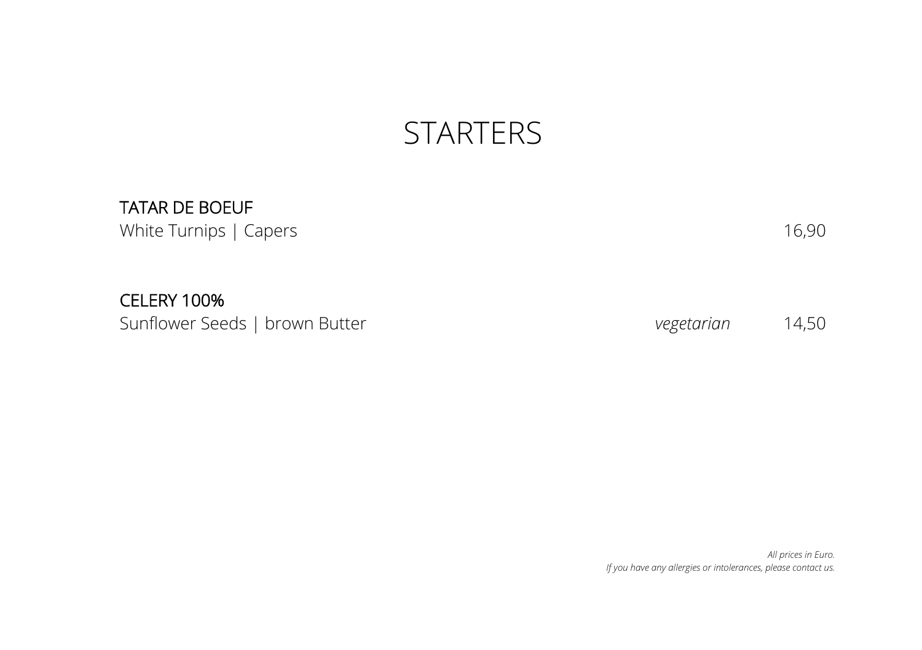# STARTERS

**TATAR DE BOEUF**
White Turnips | Capers — 16,90

**CELERY 100%**
Sunflower Seeds | brown Butter — *vegetarian* — 14,50

*All prices in Euro.*
*If you have any allergies or intolerances, please contact us.*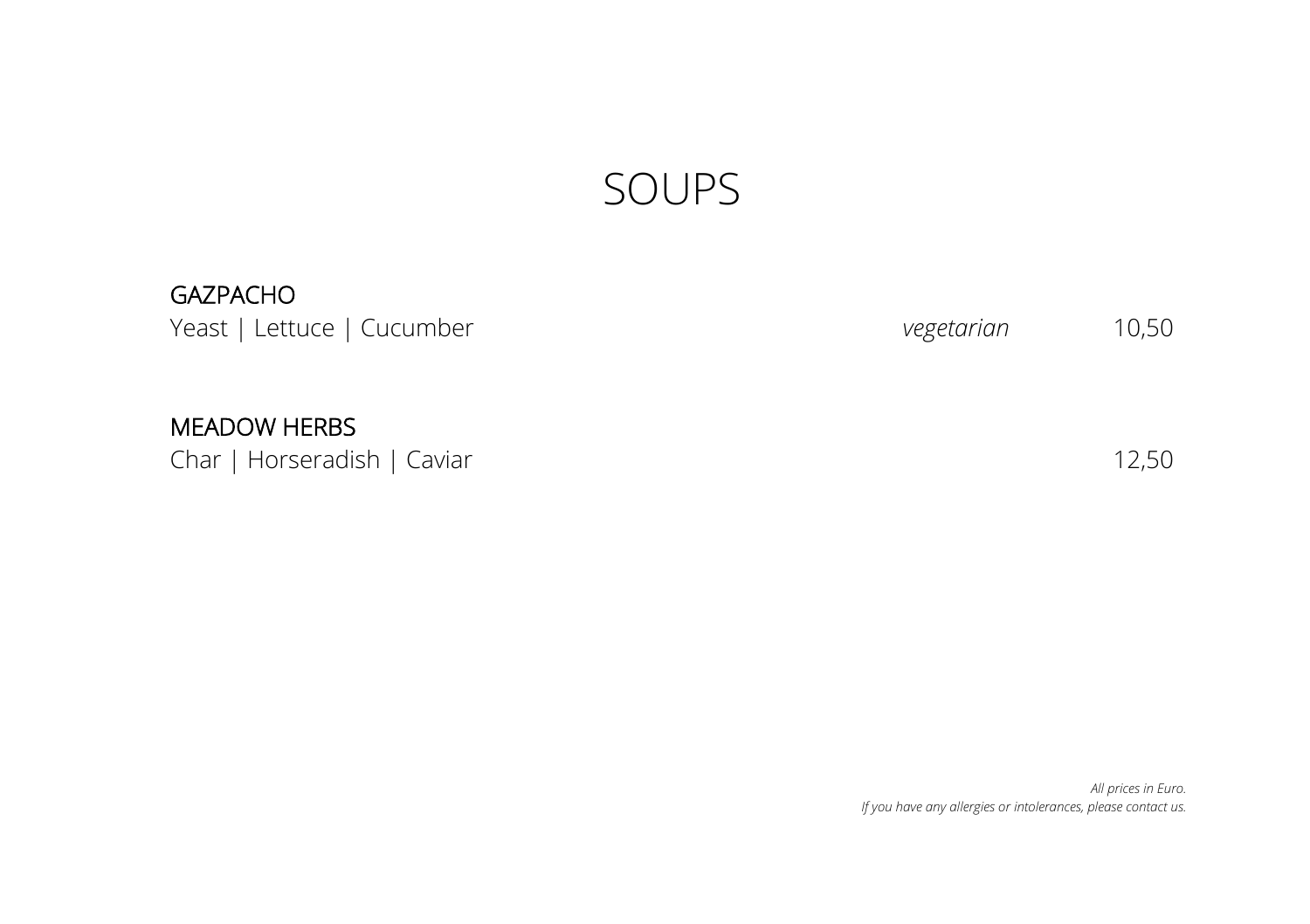# SOUPS

**GAZPACHO**
Yeast | Lettuce | Cucumber *vegetarian* 10,50

**MEADOW HERBS**
Char | Horseradish | Caviar 12,50

*All prices in Euro.*
*If you have any allergies or intolerances, please contact us.*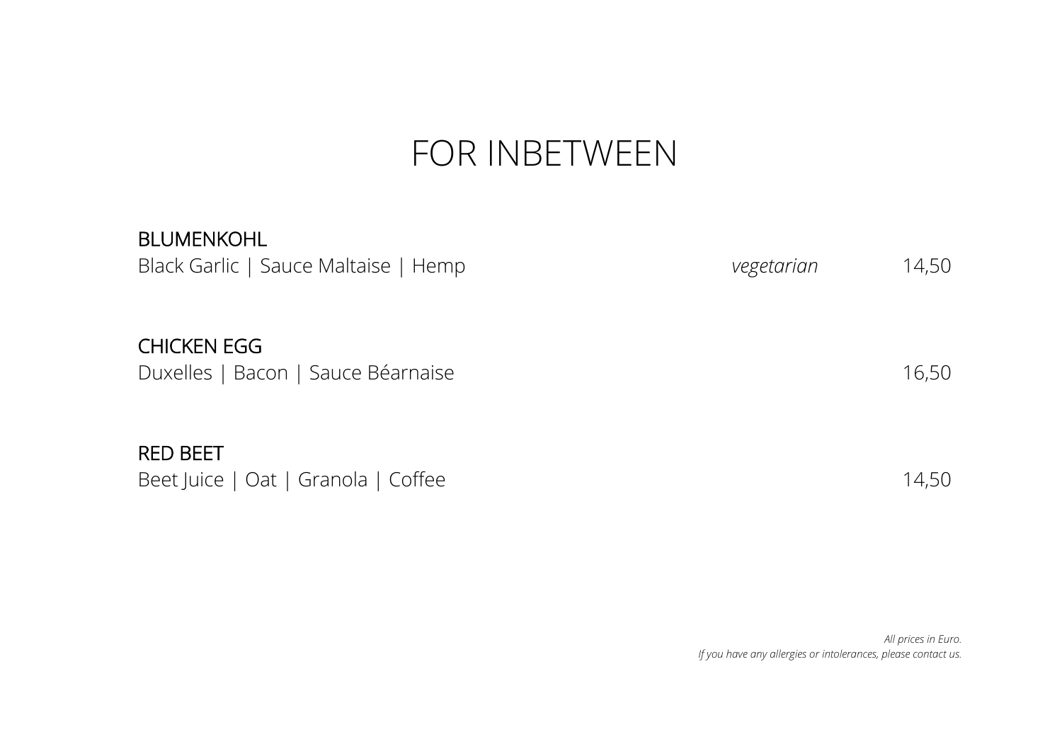# FOR INBETWEEN

**BLUMENKOHL**
Black Garlic | Sauce Maltaise | Hemp — *vegetarian* — 14,50

**CHICKEN EGG**
Duxelles | Bacon | Sauce Béarnaise — 16,50

**RED BEET**
Beet Juice | Oat | Granola | Coffee — 14,50

*All prices in Euro.*
*If you have any allergies or intolerances, please contact us.*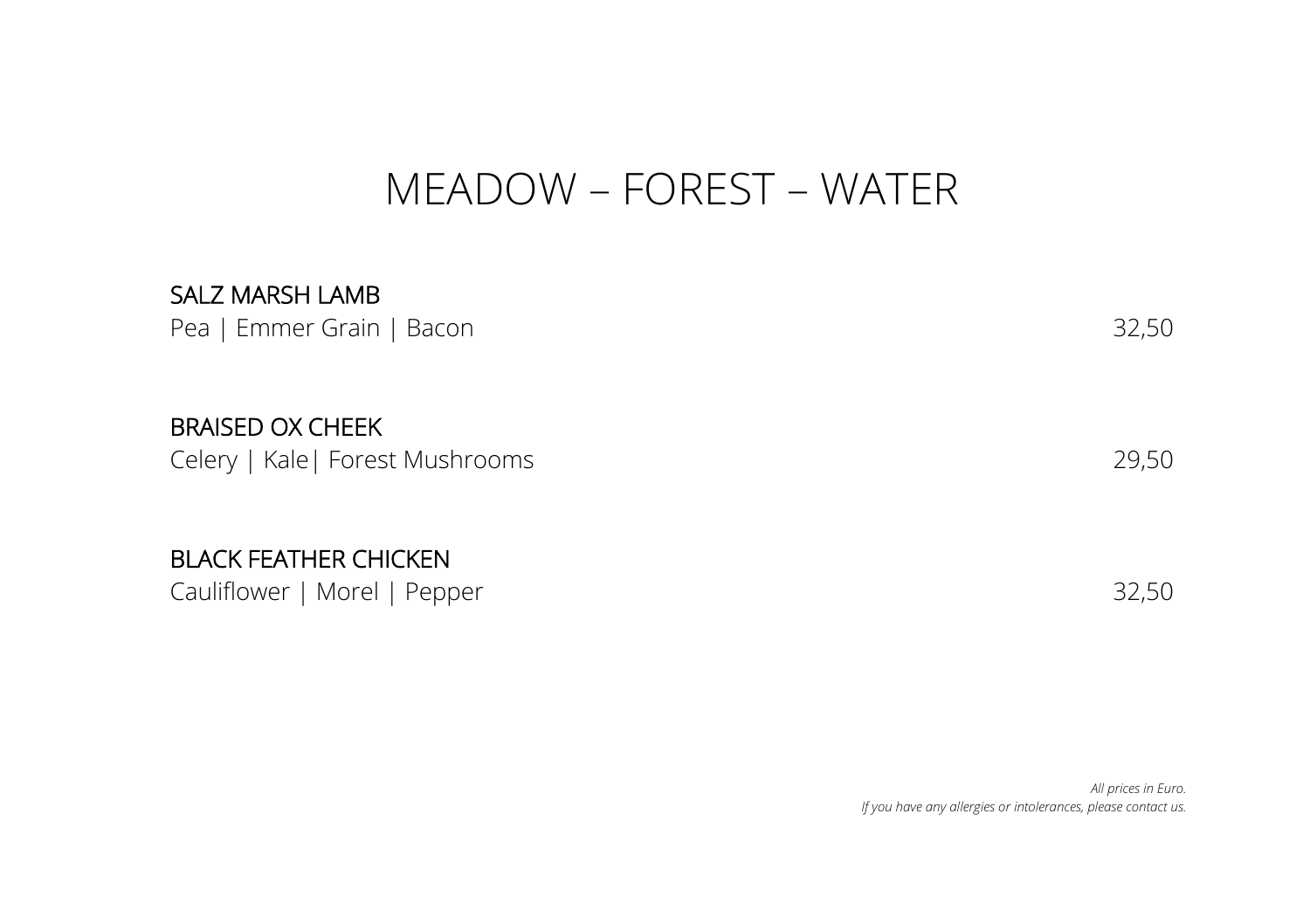# MEADOW – FOREST – WATER

**SALZ MARSH LAMB**
Pea | Emmer Grain | Bacon 32,50

**BRAISED OX CHEEK**
Celery | Kale| Forest Mushrooms 29,50

**BLACK FEATHER CHICKEN**
Cauliflower | Morel | Pepper 32,50

*All prices in Euro.*
*If you have any allergies or intolerances, please contact us.*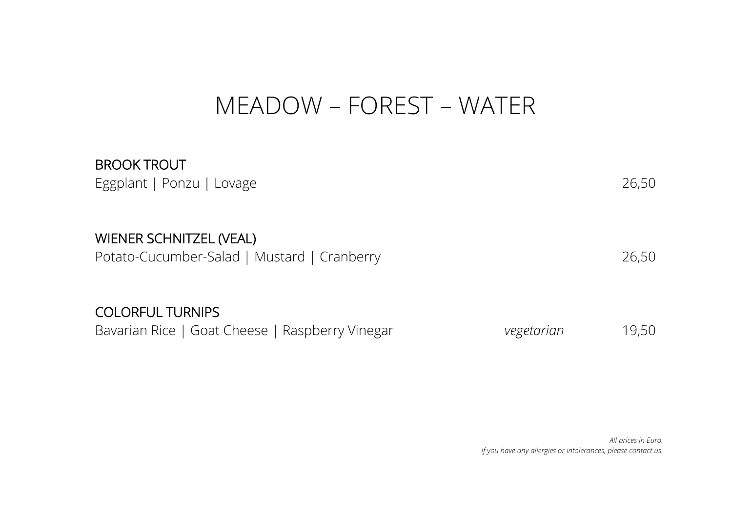# MEADOW – FOREST – WATER

**BROOK TROUT**
Eggplant | Ponzu | Lovage — 26,50

**WIENER SCHNITZEL (VEAL)**
Potato-Cucumber-Salad | Mustard | Cranberry — 26,50

**COLORFUL TURNIPS**
Bavarian Rice | Goat Cheese | Raspberry Vinegar — *vegetarian* — 19,50

*All prices in Euro.*
*If you have any allergies or intolerances, please contact us.*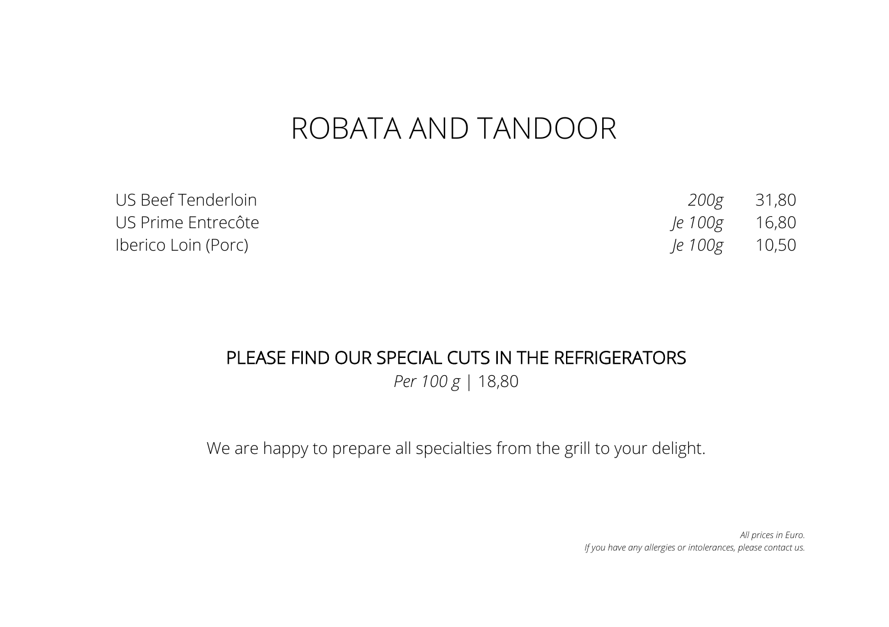# ROBATA AND TANDOOR

| | | |
|---|---|---|
| US Beef Tenderloin | *200g* | 31,80 |
| US Prime Entrecôte | *Je 100g* | 16,80 |
| Iberico Loin (Porc) | *Je 100g* | 10,50 |

## PLEASE FIND OUR SPECIAL CUTS IN THE REFRIGERATORS

*Per 100 g* | 18,80

We are happy to prepare all specialties from the grill to your delight.

*All prices in Euro.*
*If you have any allergies or intolerances, please contact us.*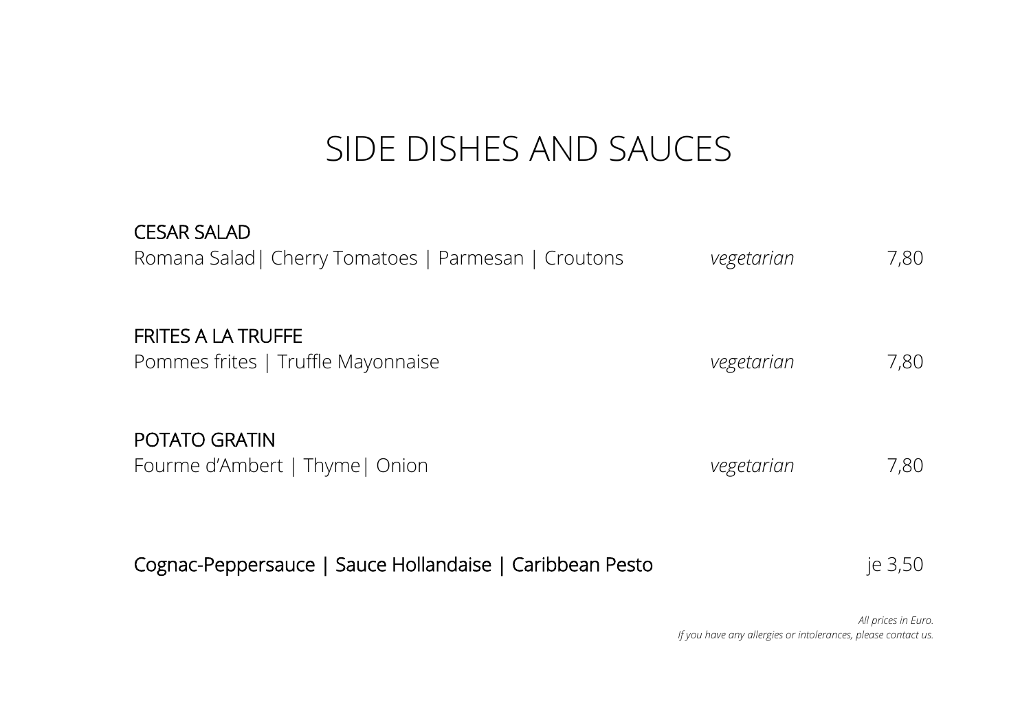# SIDE DISHES AND SAUCES

**CESAR SALAD**
Romana Salad| Cherry Tomatoes | Parmesan | Croutons *vegetarian* 7,80

**FRITES A LA TRUFFE**
Pommes frites | Truffle Mayonnaise *vegetarian* 7,80

**POTATO GRATIN**
Fourme d'Ambert | Thyme| Onion *vegetarian* 7,80

**Cognac-Peppersauce | Sauce Hollandaise | Caribbean Pesto** je 3,50

*All prices in Euro.*
*If you have any allergies or intolerances, please contact us.*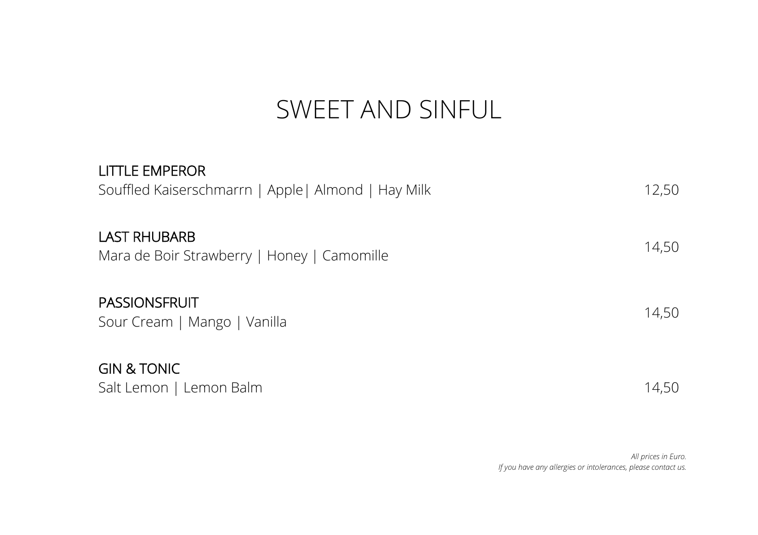# SWEET AND SINFUL

LITTLE EMPEROR
Souffled Kaiserschmarrn | Apple| Almond | Hay Milk 12,50

LAST RHUBARB
Mara de Boir Strawberry | Honey | Camomille 14,50

PASSIONSFRUIT
Sour Cream | Mango | Vanilla 14,50

GIN & TONIC
Salt Lemon | Lemon Balm 14,50

*All prices in Euro.*
*If you have any allergies or intolerances, please contact us.*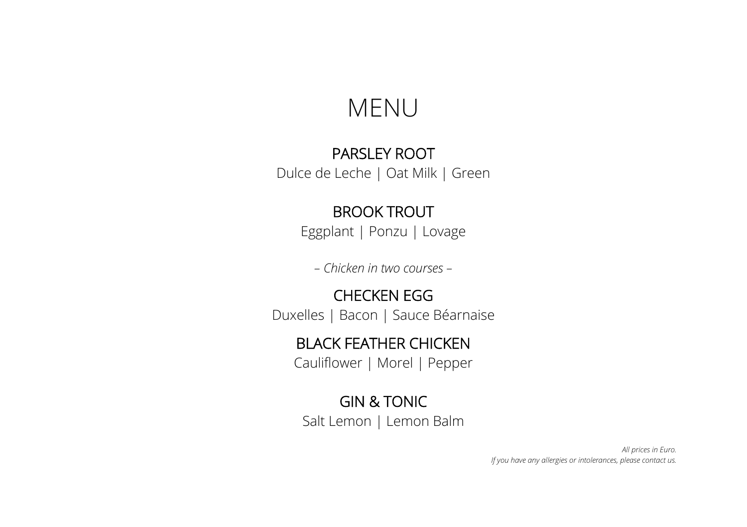# MENU

## PARSLEY ROOT

Dulce de Leche | Oat Milk | Green

## BROOK TROUT

Eggplant | Ponzu | Lovage

*– Chicken in two courses –*

## CHECKEN EGG

Duxelles | Bacon | Sauce Béarnaise

## BLACK FEATHER CHICKEN

Cauliflower | Morel | Pepper

## GIN & TONIC

Salt Lemon | Lemon Balm

*All prices in Euro.*
*If you have any allergies or intolerances, please contact us.*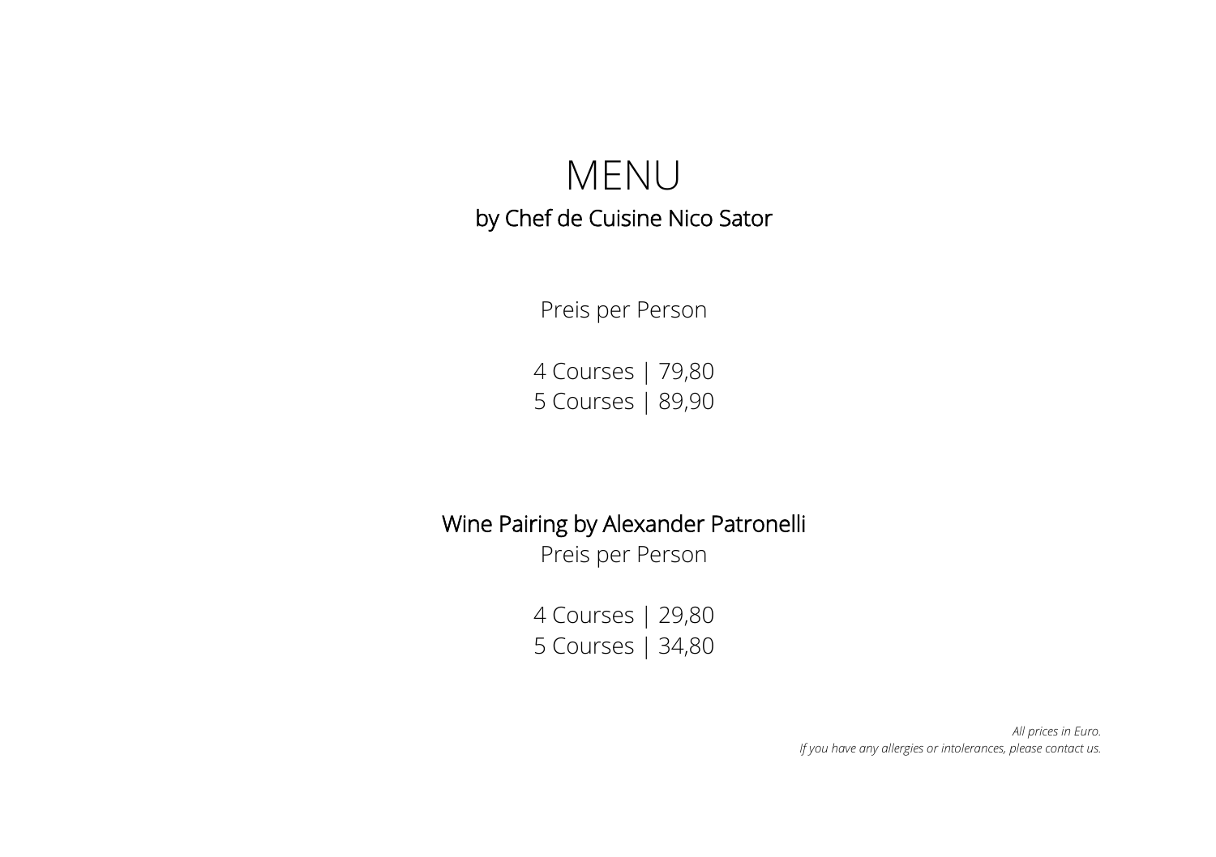# MENU

## by Chef de Cuisine Nico Sator

Preis per Person

4 Courses | 79,80
5 Courses | 89,90

## Wine Pairing by Alexander Patronelli

Preis per Person

4 Courses | 29,80
5 Courses | 34,80

*All prices in Euro.*
*If you have any allergies or intolerances, please contact us.*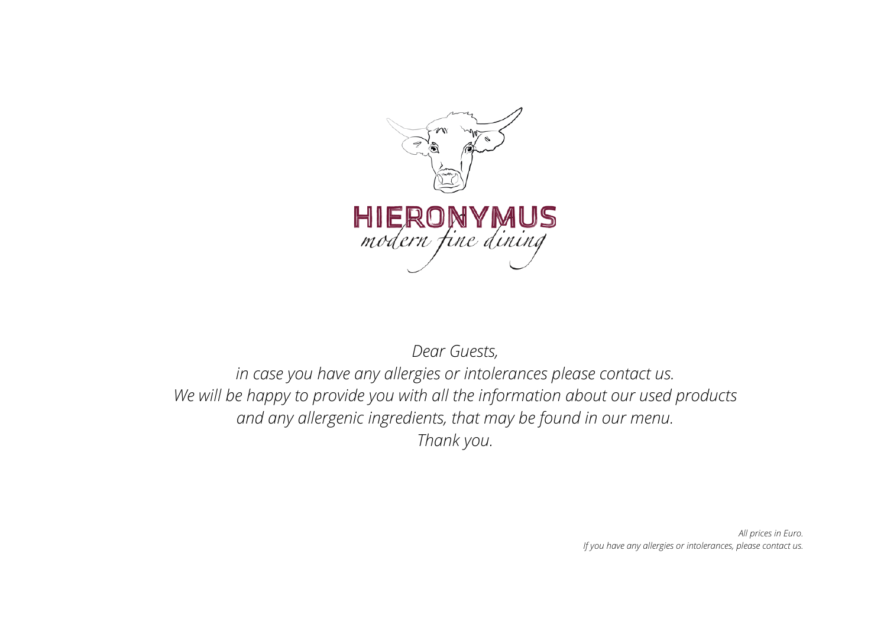# HIERONYMUS

*modern fine dining*

*Dear Guests,*
*in case you have any allergies or intolerances please contact us.*
*We will be happy to provide you with all the information about our used products*
*and any allergenic ingredients, that may be found in our menu.*
*Thank you.*

*All prices in Euro.*
*If you have any allergies or intolerances, please contact us.*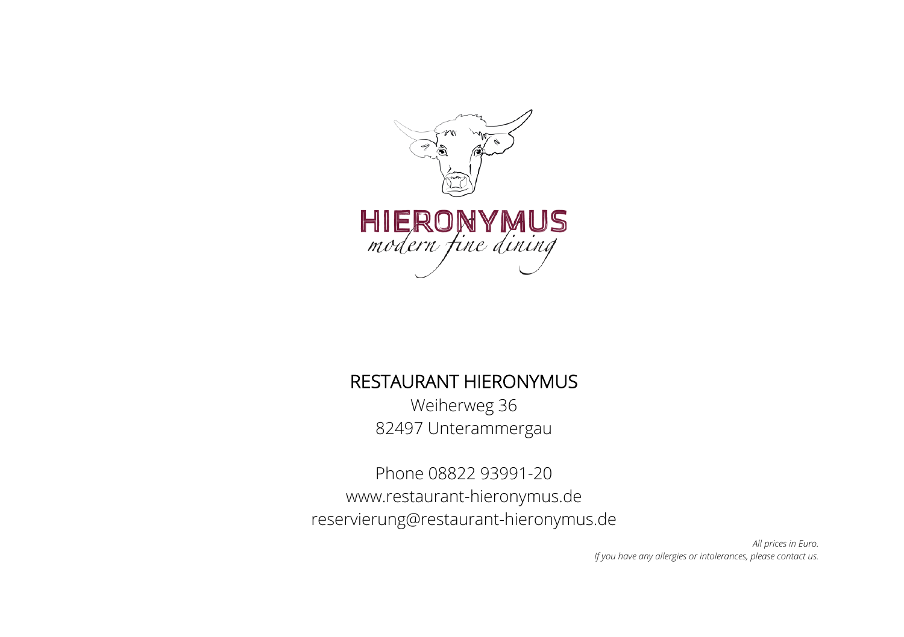HIERONYMUS

*modern fine dining*

## RESTAURANT HIERONYMUS

Weiherweg 36
82497 Unterammergau

Phone 08822 93991-20
www.restaurant-hieronymus.de
reservierung@restaurant-hieronymus.de

*All prices in Euro.*
*If you have any allergies or intolerances, please contact us.*